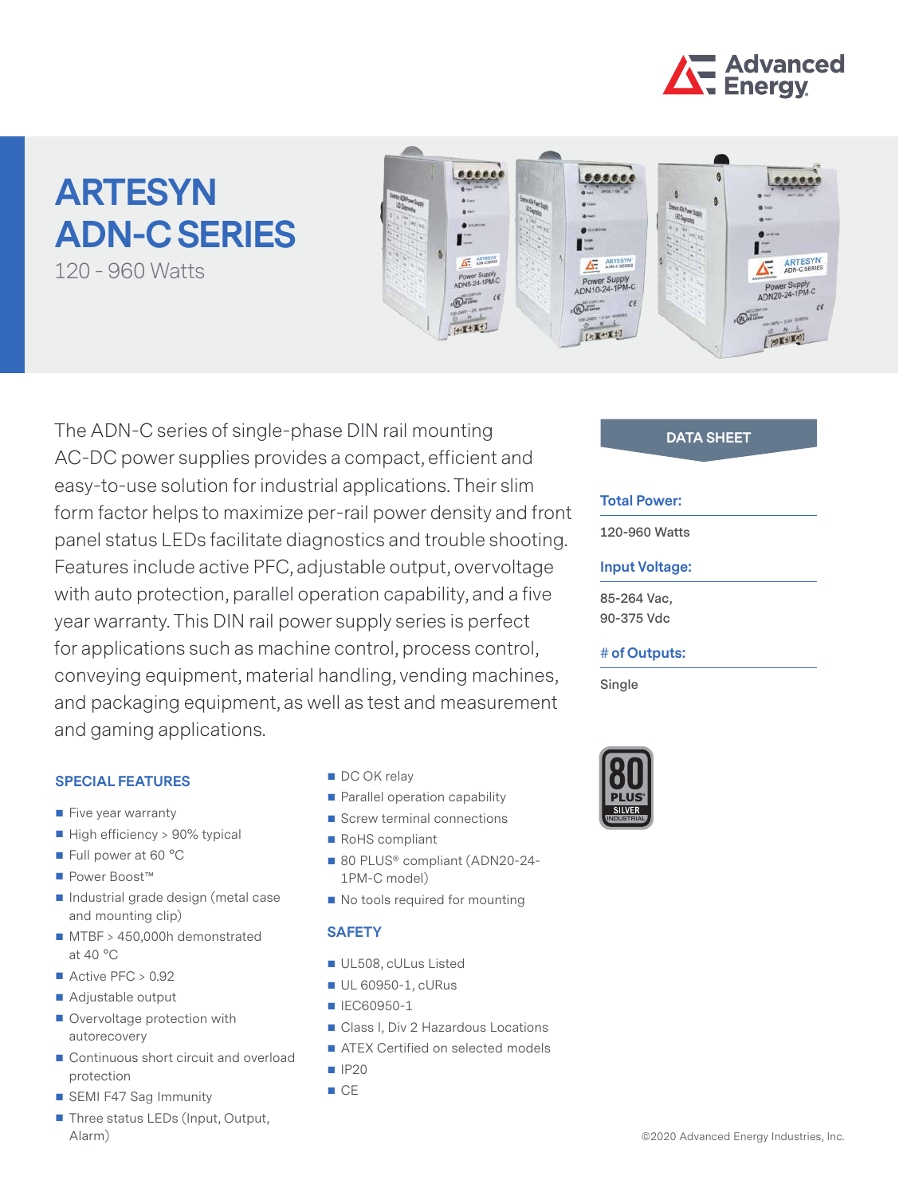# ARTESYN ADN-C SERIES

120 - 960 Watts

The ADN-C series of single-phase DIN rail mounting AC-DC power supplies provides a compact, efficient and easy-to-use solution for industrial applications. Their slim form factor helps to maximize per-rail power density and front panel status LEDs facilitate diagnostics and trouble shooting. Features include active PFC, adjustable output, overvoltage with auto protection, parallel operation capability, and a five year warranty. This DIN rail power supply series is perfect for applications such as machine control, process control, conveying equipment, material handling, vending machines, and packaging equipment, as well as test and measurement and gaming applications.

## DATA SHEET

**Total Power:**

120-960 Watts

**Input Voltage:**

85-264 Vac,
90-375 Vdc

**# of Outputs:**

Single

## SPECIAL FEATURES

- Five year warranty
- High efficiency > 90% typical
- Full power at 60 °C
- Power Boost™
- Industrial grade design (metal case and mounting clip)
- MTBF > 450,000h demonstrated at 40 °C
- Active PFC > 0.92
- Adjustable output
- Overvoltage protection with autorecovery
- Continuous short circuit and overload protection
- SEMI F47 Sag Immunity
- Three status LEDs (Input, Output, Alarm)
- DC OK relay
- Parallel operation capability
- Screw terminal connections
- RoHS compliant
- 80 PLUS® compliant (ADN20-24-1PM-C model)
- No tools required for mounting

## SAFETY

- UL508, cULus Listed
- UL 60950-1, cURus
- IEC60950-1
- Class I, Div 2 Hazardous Locations
- ATEX Certified on selected models
- IP20
- CE

©2020 Advanced Energy Industries, Inc.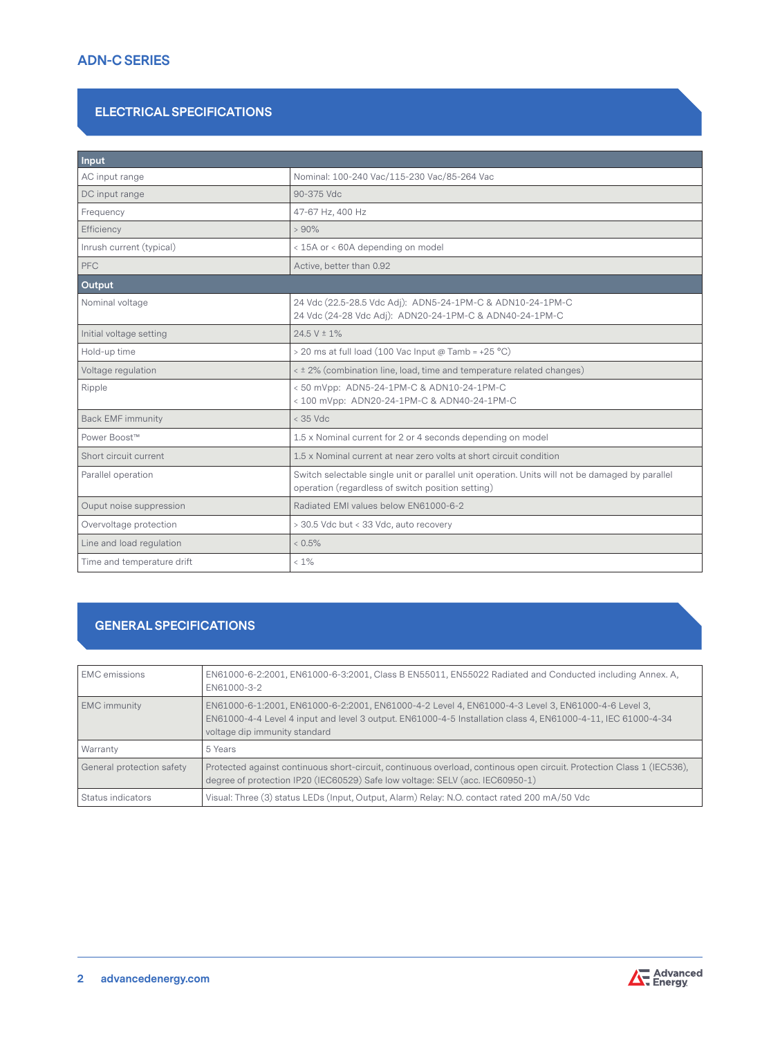## ADN-C SERIES

## ELECTRICAL SPECIFICATIONS

| **Input** | |
|---|---|
| AC input range | Nominal: 100-240 Vac/115-230 Vac/85-264 Vac |
| DC input range | 90-375 Vdc |
| Frequency | 47-67 Hz, 400 Hz |
| Efficiency | > 90% |
| Inrush current (typical) | < 15A or < 60A depending on model |
| PFC | Active, better than 0.92 |
| **Output** | |
| Nominal voltage | 24 Vdc (22.5-28.5 Vdc Adj): ADN5-24-1PM-C & ADN10-24-1PM-C<br>24 Vdc (24-28 Vdc Adj): ADN20-24-1PM-C & ADN40-24-1PM-C |
| Initial voltage setting | 24.5 V ± 1% |
| Hold-up time | > 20 ms at full load (100 Vac Input @ Tamb = +25 °C) |
| Voltage regulation | < ± 2% (combination line, load, time and temperature related changes) |
| Ripple | < 50 mVpp: ADN5-24-1PM-C & ADN10-24-1PM-C<br>< 100 mVpp: ADN20-24-1PM-C & ADN40-24-1PM-C |
| Back EMF immunity | < 35 Vdc |
| Power Boost™ | 1.5 x Nominal current for 2 or 4 seconds depending on model |
| Short circuit current | 1.5 x Nominal current at near zero volts at short circuit condition |
| Parallel operation | Switch selectable single unit or parallel unit operation. Units will not be damaged by parallel operation (regardless of switch position setting) |
| Ouput noise suppression | Radiated EMI values below EN61000-6-2 |
| Overvoltage protection | > 30.5 Vdc but < 33 Vdc, auto recovery |
| Line and load regulation | < 0.5% |
| Time and temperature drift | < 1% |

## GENERAL SPECIFICATIONS

| | |
|---|---|
| EMC emissions | EN61000-6-2:2001, EN61000-6-3:2001, Class B EN55011, EN55022 Radiated and Conducted including Annex. A, EN61000-3-2 |
| EMC immunity | EN61000-6-1:2001, EN61000-6-2:2001, EN61000-4-2 Level 4, EN61000-4-3 Level 3, EN61000-4-6 Level 3, EN61000-4-4 Level 4 input and level 3 output. EN61000-4-5 Installation class 4, EN61000-4-11, IEC 61000-4-34 voltage dip immunity standard |
| Warranty | 5 Years |
| General protection safety | Protected against continuous short-circuit, continuous overload, continous open circuit. Protection Class 1 (IEC536), degree of protection IP20 (IEC60529) Safe low voltage: SELV (acc. IEC60950-1) |
| Status indicators | Visual: Three (3) status LEDs (Input, Output, Alarm) Relay: N.O. contact rated 200 mA/50 Vdc |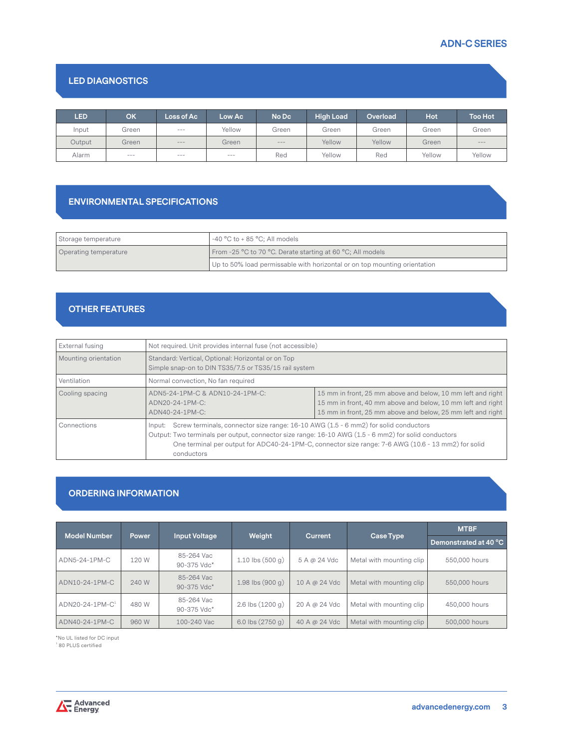## LED DIAGNOSTICS

| LED | OK | Loss of Ac | Low Ac | No Dc | High Load | Overload | Hot | Too Hot |
|---|---|---|---|---|---|---|---|---|
| Input | Green | --- | Yellow | Green | Green | Green | Green | Green |
| Output | Green | --- | Green | --- | Yellow | Yellow | Green | --- |
| Alarm | --- | --- | --- | Red | Yellow | Red | Yellow | Yellow |

## ENVIRONMENTAL SPECIFICATIONS

| | |
|---|---|
| Storage temperature | -40 °C to + 85 °C; All models |
| Operating temperature | From -25 °C to 70 °C. Derate starting at 60 °C; All models |
| | Up to 50% load permissable with horizontal or on top mounting orientation |

## OTHER FEATURES

| | | |
|---|---|---|
| External fusing | Not required. Unit provides internal fuse (not accessible) | |
| Mounting orientation | Standard: Vertical, Optional: Horizontal or on Top<br>Simple snap-on to DIN TS35/7.5 or TS35/15 rail system | |
| Ventilation | Normal convection, No fan required | |
| Cooling spacing | ADN5-24-1PM-C & ADN10-24-1PM-C:<br>ADN20-24-1PM-C:<br>ADN40-24-1PM-C: | 15 mm in front, 25 mm above and below, 10 mm left and right<br>15 mm in front, 40 mm above and below, 10 mm left and right<br>15 mm in front, 25 mm above and below, 25 mm left and right |
| Connections | Input: Screw terminals, connector size range: 16-10 AWG (1.5 - 6 mm2) for solid conductors<br>Output: Two terminals per output, connector size range: 16-10 AWG (1.5 - 6 mm2) for solid conductors<br>One terminal per output for ADC40-24-1PM-C, connector size range: 7-6 AWG (10.6 - 13 mm2) for solid conductors | |

## ORDERING INFORMATION

| Model Number | Power | Input Voltage | Weight | Current | Case Type | MTBF |
|---|---|---|---|---|---|---|
| | | | | | | Demonstrated at 40 °C |
| ADN5-24-1PM-C | 120 W | 85-264 Vac<br>90-375 Vdc* | 1.10 lbs (500 g) | 5 A @ 24 Vdc | Metal with mounting clip | 550,000 hours |
| ADN10-24-1PM-C | 240 W | 85-264 Vac<br>90-375 Vdc* | 1.98 lbs (900 g) | 10 A @ 24 Vdc | Metal with mounting clip | 550,000 hours |
| ADN20-24-1PM-C[1] | 480 W | 85-264 Vac<br>90-375 Vdc* | 2.6 lbs (1200 g) | 20 A @ 24 Vdc | Metal with mounting clip | 450,000 hours |
| ADN40-24-1PM-C | 960 W | 100-240 Vac | 6.0 lbs (2750 g) | 40 A @ 24 Vdc | Metal with mounting clip | 500,000 hours |

*No UL listed for DC input
[1] 80 PLUS certified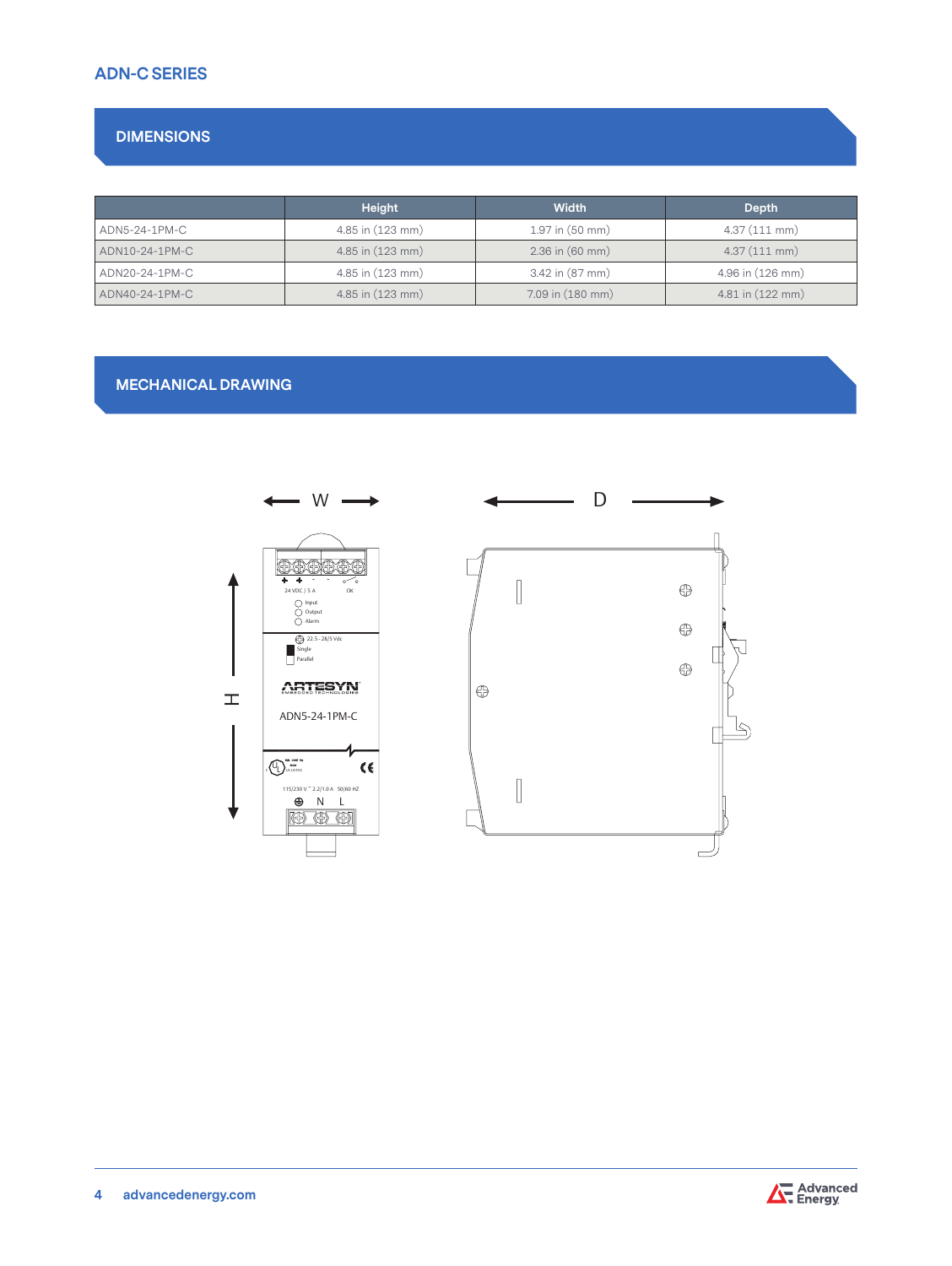## ADN-C SERIES

## DIMENSIONS

| | Height | Width | Depth |
|---|---|---|---|
| ADN5-24-1PM-C | 4.85 in (123 mm) | 1.97 in (50 mm) | 4.37 (111 mm) |
| ADN10-24-1PM-C | 4.85 in (123 mm) | 2.36 in (60 mm) | 4.37 (111 mm) |
| ADN20-24-1PM-C | 4.85 in (123 mm) | 3.42 in (87 mm) | 4.96 in (126 mm) |
| ADN40-24-1PM-C | 4.85 in (123 mm) | 7.09 in (180 mm) | 4.81 in (122 mm) |

## MECHANICAL DRAWING

W

D

H

24 VDC / 5 A

OK

Input

Output

Alarm

22.5 - 28/5 Vdc

Single

Parallel

ARTESYN

EMBEDDED TECHNOLOGIES

ADN5-24-1PM-C

115/230 V ~ 2.2/1.0 A 50/60 HZ

N L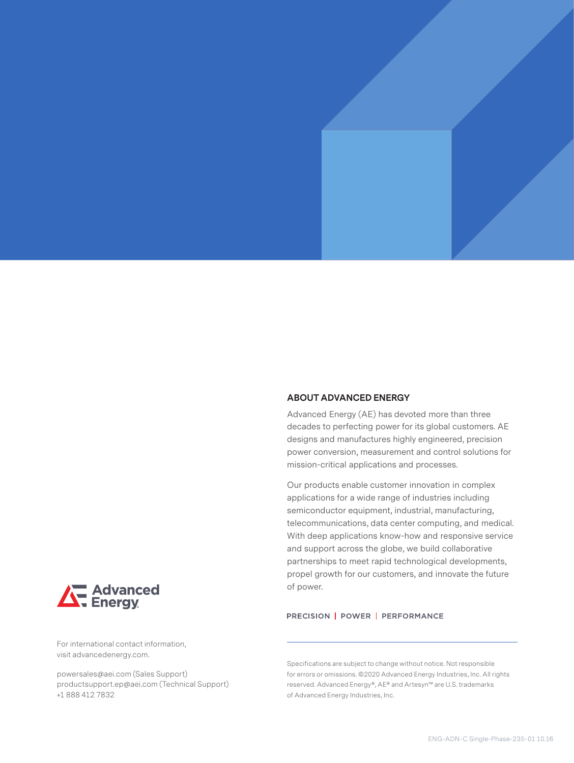## ABOUT ADVANCED ENERGY

Advanced Energy (AE) has devoted more than three decades to perfecting power for its global customers. AE designs and manufactures highly engineered, precision power conversion, measurement and control solutions for mission-critical applications and processes.

Our products enable customer innovation in complex applications for a wide range of industries including semiconductor equipment, industrial, manufacturing, telecommunications, data center computing, and medical. With deep applications know-how and responsive service and support across the globe, we build collaborative partnerships to meet rapid technological developments, propel growth for our customers, and innovate the future of power.

PRECISION | POWER | PERFORMANCE

Advanced Energy

For international contact information, visit advancedenergy.com.

powersales@aei.com (Sales Support)
productsupport.ep@aei.com (Technical Support)
+1 888 412 7832

Specifications are subject to change without notice. Not responsible for errors or omissions. ©2020 Advanced Energy Industries, Inc. All rights reserved. Advanced Energy®, AE® and Artesyn™ are U.S. trademarks of Advanced Energy Industries, Inc.

ENG-ADN-C Single-Phase-235-01 10.16